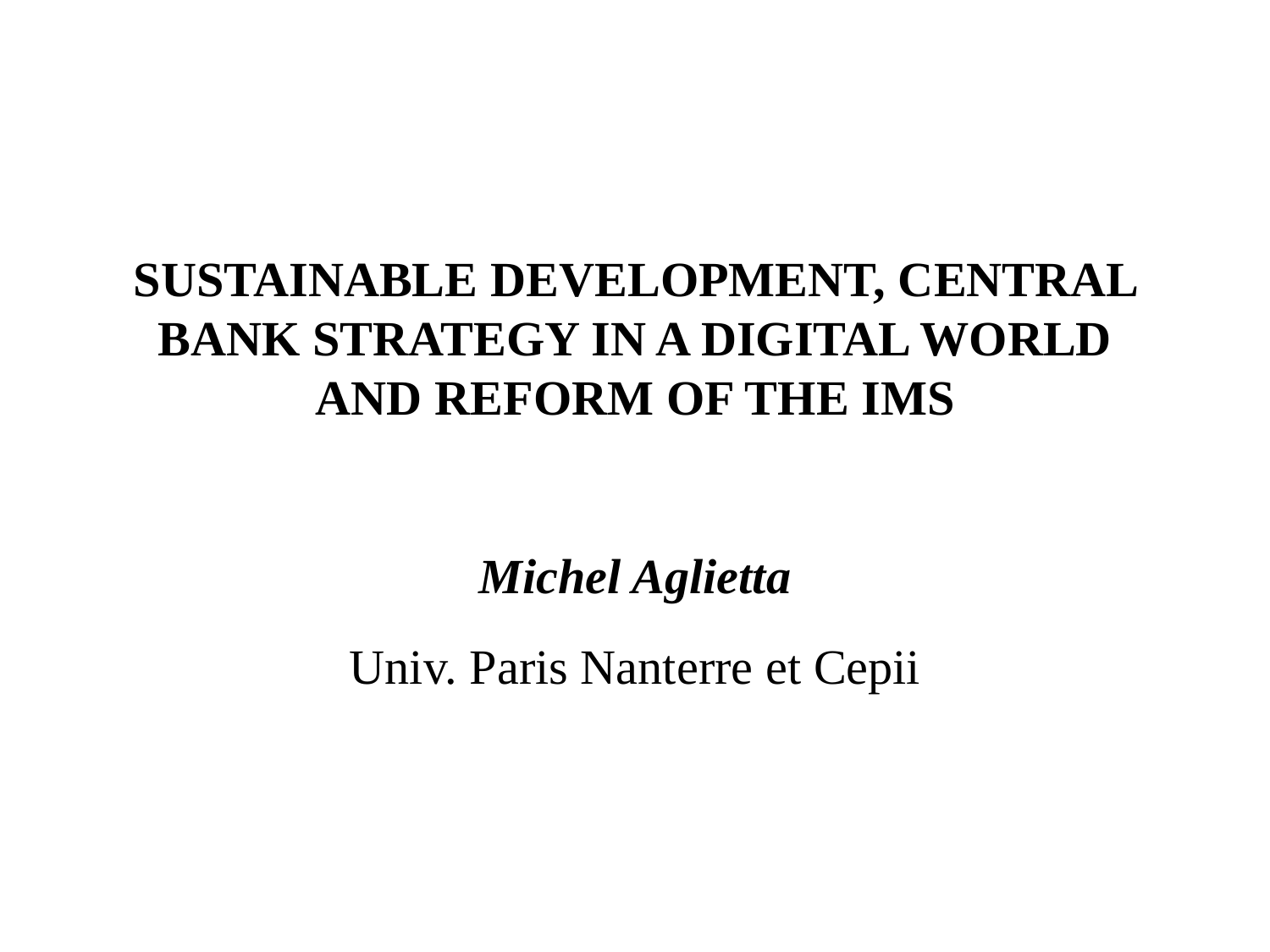# SUSTAINABLE DEVELOPMENT, CENTRAL BANK STRATEGY IN A DIGITAL WORLD AND REFORM OF THE IMS

***Michel Aglietta***

Univ. Paris Nanterre et Cepii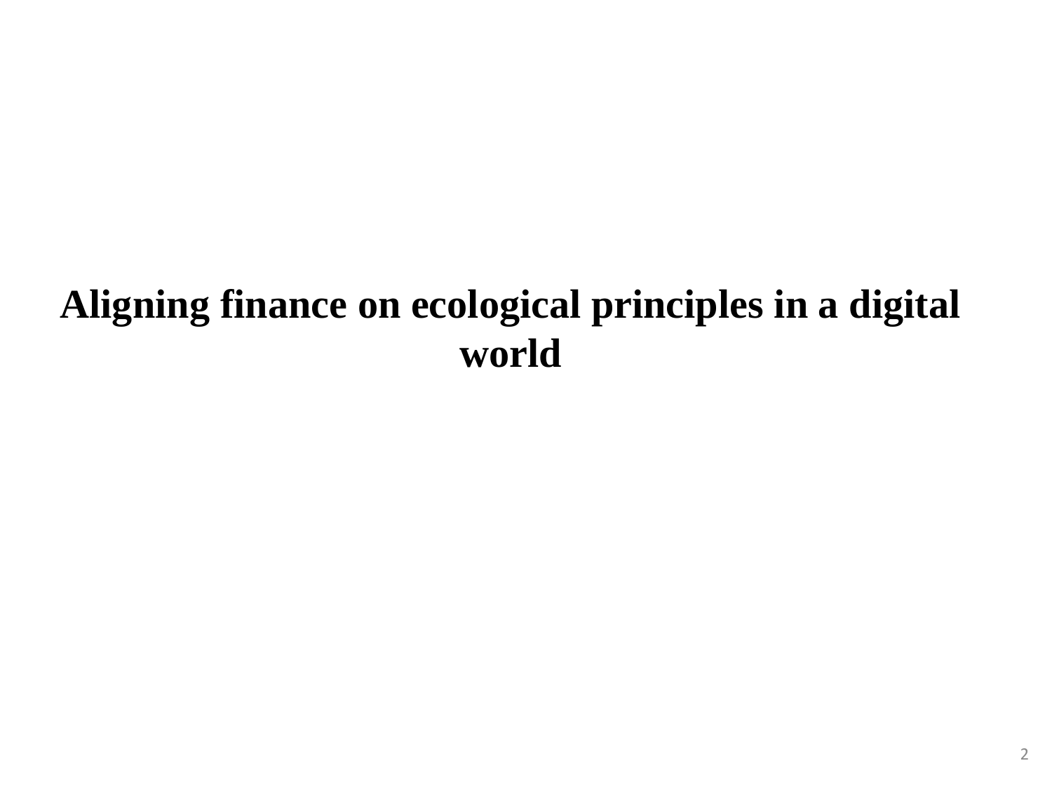# Aligning finance on ecological principles in a digital world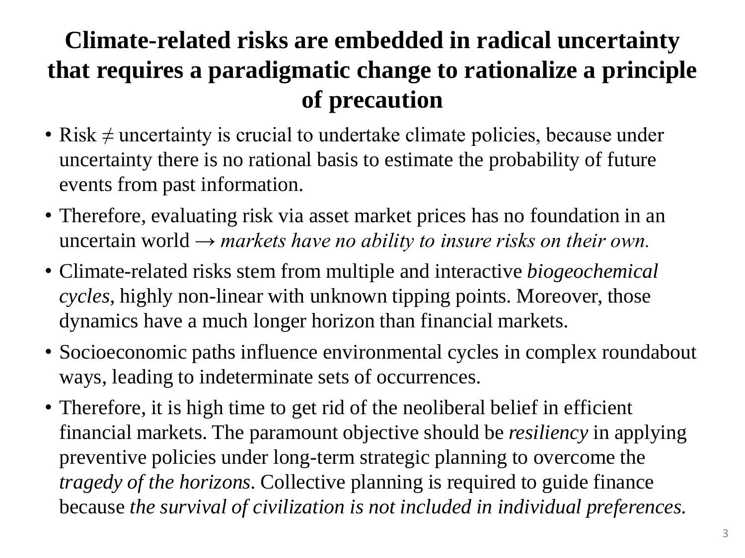# Climate-related risks are embedded in radical uncertainty that requires a paradigmatic change to rationalize a principle of precaution

- Risk ≠ uncertainty is crucial to undertake climate policies, because under uncertainty there is no rational basis to estimate the probability of future events from past information.
- Therefore, evaluating risk via asset market prices has no foundation in an uncertain world → *markets have no ability to insure risks on their own.*
- Climate-related risks stem from multiple and interactive *biogeochemical cycles*, highly non-linear with unknown tipping points. Moreover, those dynamics have a much longer horizon than financial markets.
- Socioeconomic paths influence environmental cycles in complex roundabout ways, leading to indeterminate sets of occurrences.
- Therefore, it is high time to get rid of the neoliberal belief in efficient financial markets. The paramount objective should be *resiliency* in applying preventive policies under long-term strategic planning to overcome the *tragedy of the horizons*. Collective planning is required to guide finance because *the survival of civilization is not included in individual preferences.*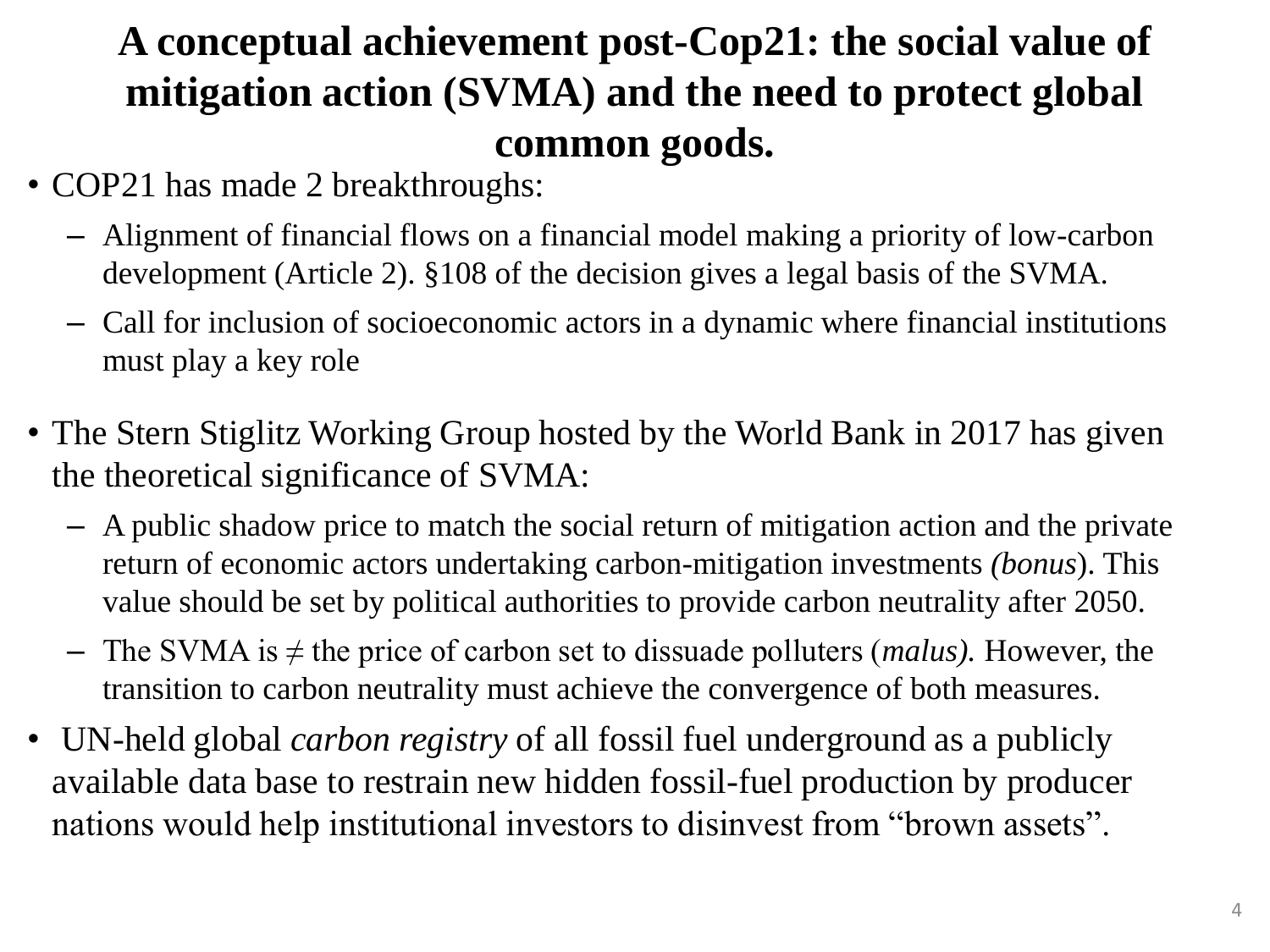# A conceptual achievement post-Cop21: the social value of mitigation action (SVMA) and the need to protect global common goods.

- COP21 has made 2 breakthroughs:
  - Alignment of financial flows on a financial model making a priority of low-carbon development (Article 2). §108 of the decision gives a legal basis of the SVMA.
  - Call for inclusion of socioeconomic actors in a dynamic where financial institutions must play a key role
- The Stern Stiglitz Working Group hosted by the World Bank in 2017 has given the theoretical significance of SVMA:
  - A public shadow price to match the social return of mitigation action and the private return of economic actors undertaking carbon-mitigation investments *(bonus*). This value should be set by political authorities to provide carbon neutrality after 2050.
  - The SVMA is ≠ the price of carbon set to dissuade polluters (*malus).* However, the transition to carbon neutrality must achieve the convergence of both measures.
- UN-held global *carbon registry* of all fossil fuel underground as a publicly available data base to restrain new hidden fossil-fuel production by producer nations would help institutional investors to disinvest from "brown assets".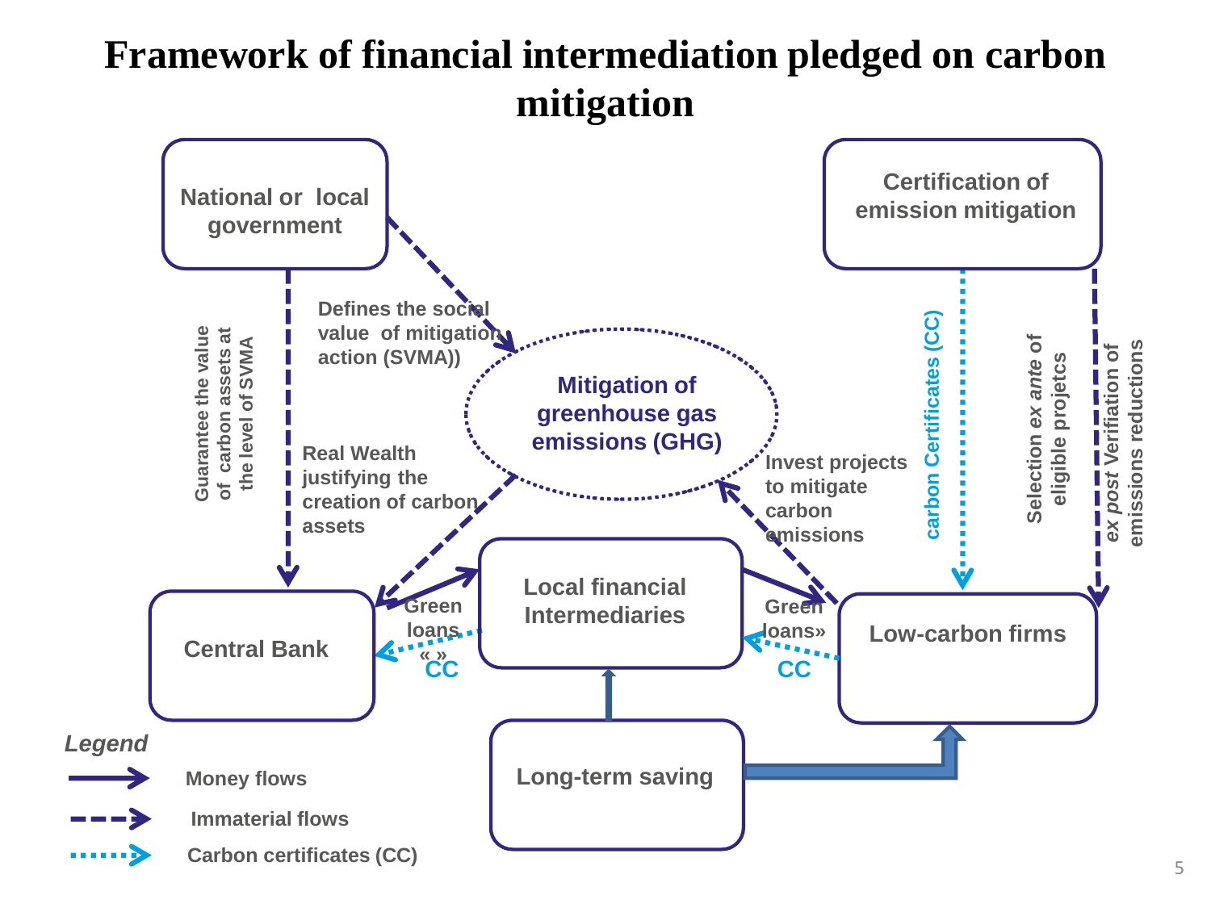# Framework of financial intermediation pledged on carbon mitigation

National or local government

Certification of emission mitigation

Guarantee the value of carbon assets at the level of SVMA

Defines the social value of mitigation action (SVMA))

Mitigation of greenhouse gas emissions (GHG)

Real Wealth justifying the creation of carbon assets

Invest projects to mitigate carbon emissions

carbon Certificates (CC)

Selection *ex ante* of eligible projetcs

*ex post* Verification of emissions reductions

Central Bank

Green loans « »

CC

Local financial Intermediaries

Green loans»

CC

Low-carbon firms

Long-term saving

*Legend*

Money flows

Immaterial flows

Carbon certificates (CC)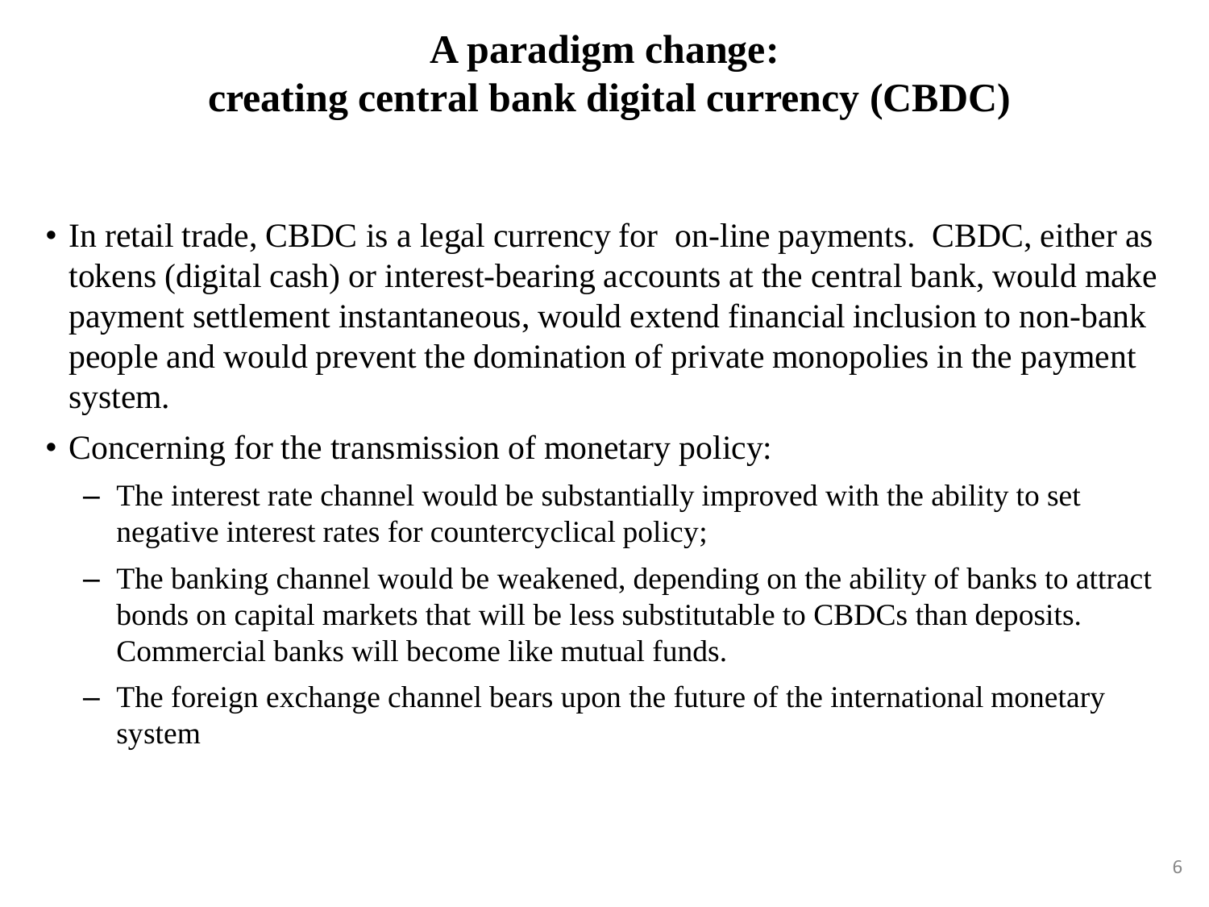# A paradigm change: creating central bank digital currency (CBDC)

- In retail trade, CBDC is a legal currency for on-line payments. CBDC, either as tokens (digital cash) or interest-bearing accounts at the central bank, would make payment settlement instantaneous, would extend financial inclusion to non-bank people and would prevent the domination of private monopolies in the payment system.
- Concerning for the transmission of monetary policy:
  - The interest rate channel would be substantially improved with the ability to set negative interest rates for countercyclical policy;
  - The banking channel would be weakened, depending on the ability of banks to attract bonds on capital markets that will be less substitutable to CBDCs than deposits. Commercial banks will become like mutual funds.
  - The foreign exchange channel bears upon the future of the international monetary system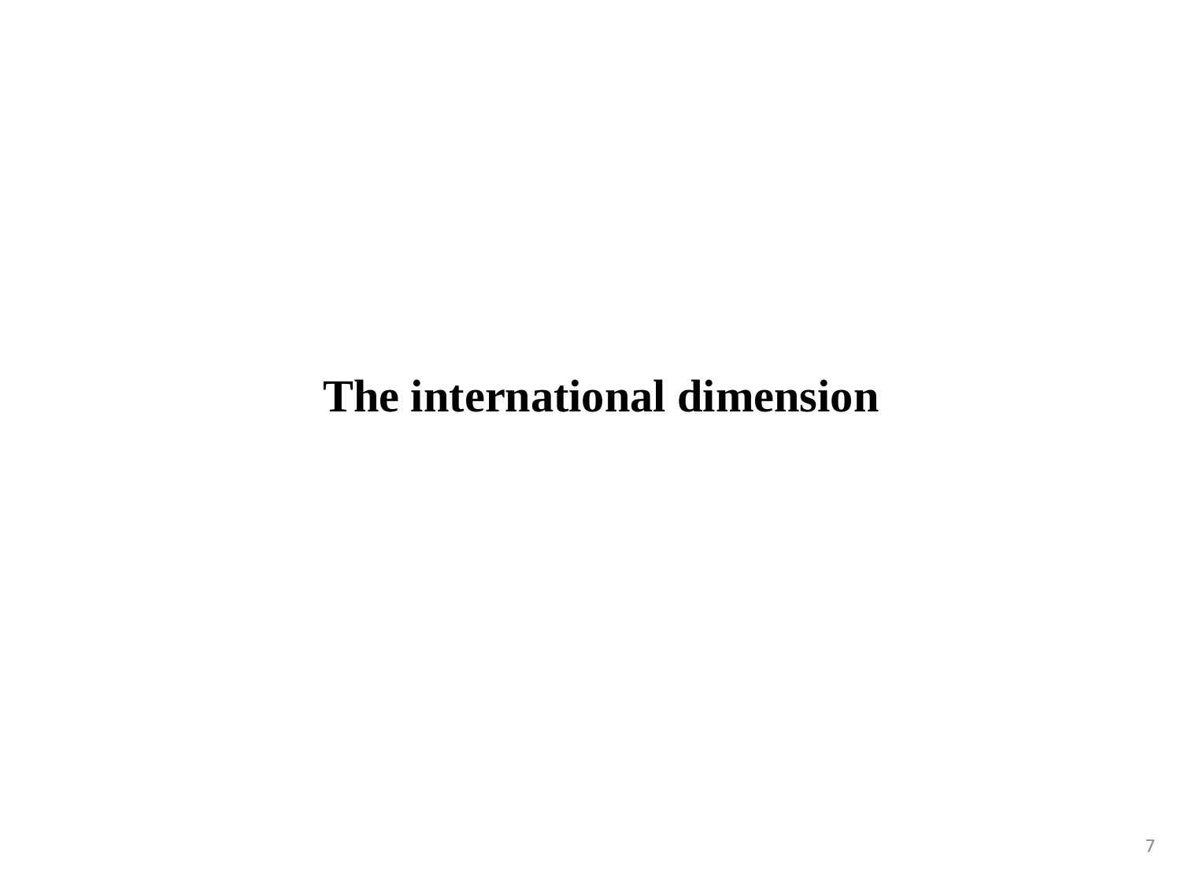# The international dimension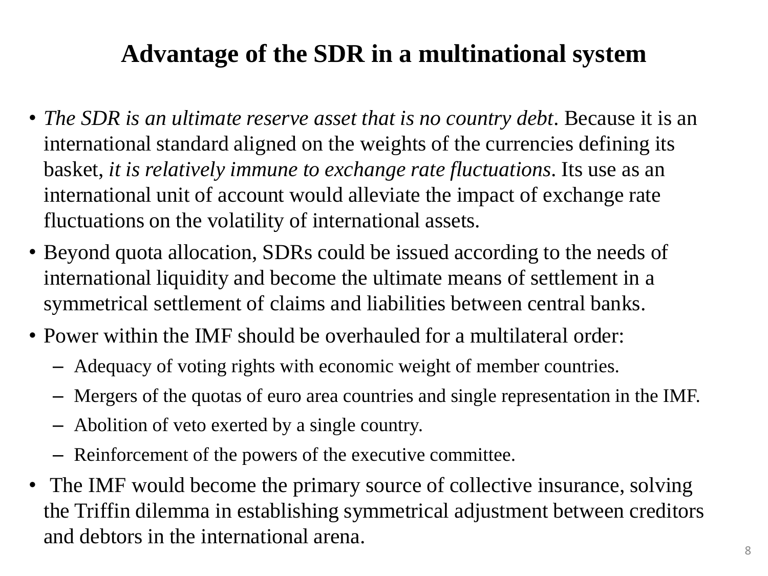# Advantage of the SDR in a multinational system

- *The SDR is an ultimate reserve asset that is no country debt*. Because it is an international standard aligned on the weights of the currencies defining its basket, *it is relatively immune to exchange rate fluctuations*. Its use as an international unit of account would alleviate the impact of exchange rate fluctuations on the volatility of international assets.
- Beyond quota allocation, SDRs could be issued according to the needs of international liquidity and become the ultimate means of settlement in a symmetrical settlement of claims and liabilities between central banks.
- Power within the IMF should be overhauled for a multilateral order:
  - Adequacy of voting rights with economic weight of member countries.
  - Mergers of the quotas of euro area countries and single representation in the IMF.
  - Abolition of veto exerted by a single country.
  - Reinforcement of the powers of the executive committee.
- The IMF would become the primary source of collective insurance, solving the Triffin dilemma in establishing symmetrical adjustment between creditors and debtors in the international arena.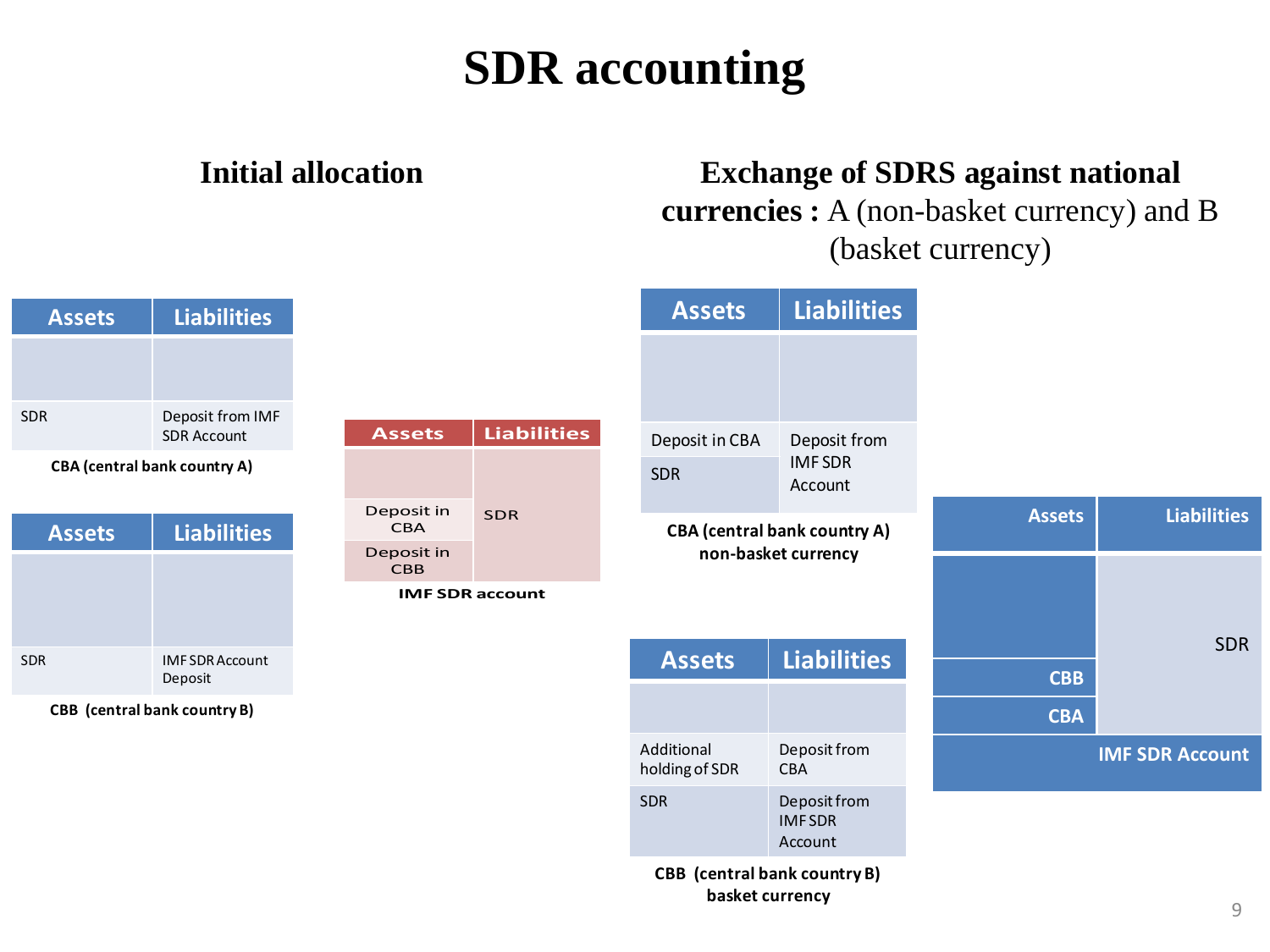# SDR accounting

## Initial allocation

| Assets | Liabilities |
|---|---|
| | |
| SDR | Deposit from IMF SDR Account |

**CBA (central bank country A)**

| Assets | Liabilities |
|---|---|
| | |
| SDR | IMF SDR Account Deposit |

**CBB (central bank country B)**

| Assets | Liabilities |
|---|---|
| | SDR |
| Deposit in CBA | |
| Deposit in CBB | |

**IMF SDR account**

## Exchange of SDRS against national currencies : A (non-basket currency) and B (basket currency)

| Assets | Liabilities |
|---|---|
| | |
| Deposit in CBA | Deposit from IMF SDR Account |
| SDR | |

**CBA (central bank country A) non-basket currency**

| Assets | Liabilities |
|---|---|
| | |
| Additional holding of SDR | Deposit from CBA |
| SDR | Deposit from IMF SDR Account |

**CBB (central bank country B) basket currency**

| Assets | Liabilities |
|---|---|
| | SDR |
| CBB | |
| CBA | |

**IMF SDR Account**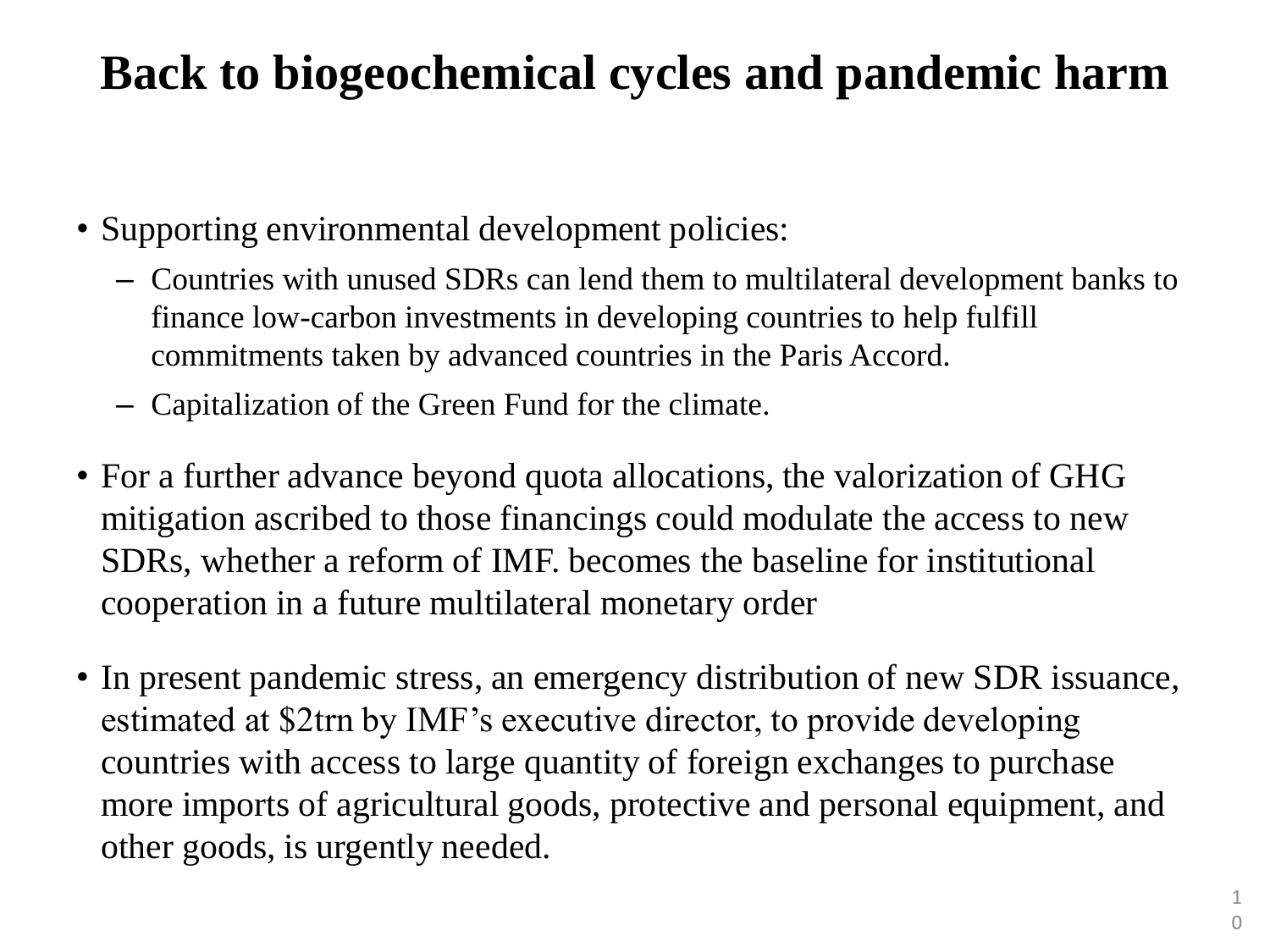# Back to biogeochemical cycles and pandemic harm

- Supporting environmental development policies:
  - Countries with unused SDRs can lend them to multilateral development banks to finance low-carbon investments in developing countries to help fulfill commitments taken by advanced countries in the Paris Accord.
  - Capitalization of the Green Fund for the climate.
- For a further advance beyond quota allocations, the valorization of GHG mitigation ascribed to those financings could modulate the access to new SDRs, whether a reform of IMF. becomes the baseline for institutional cooperation in a future multilateral monetary order
- In present pandemic stress, an emergency distribution of new SDR issuance, estimated at $2trn by IMF's executive director, to provide developing countries with access to large quantity of foreign exchanges to purchase more imports of agricultural goods, protective and personal equipment, and other goods, is urgently needed.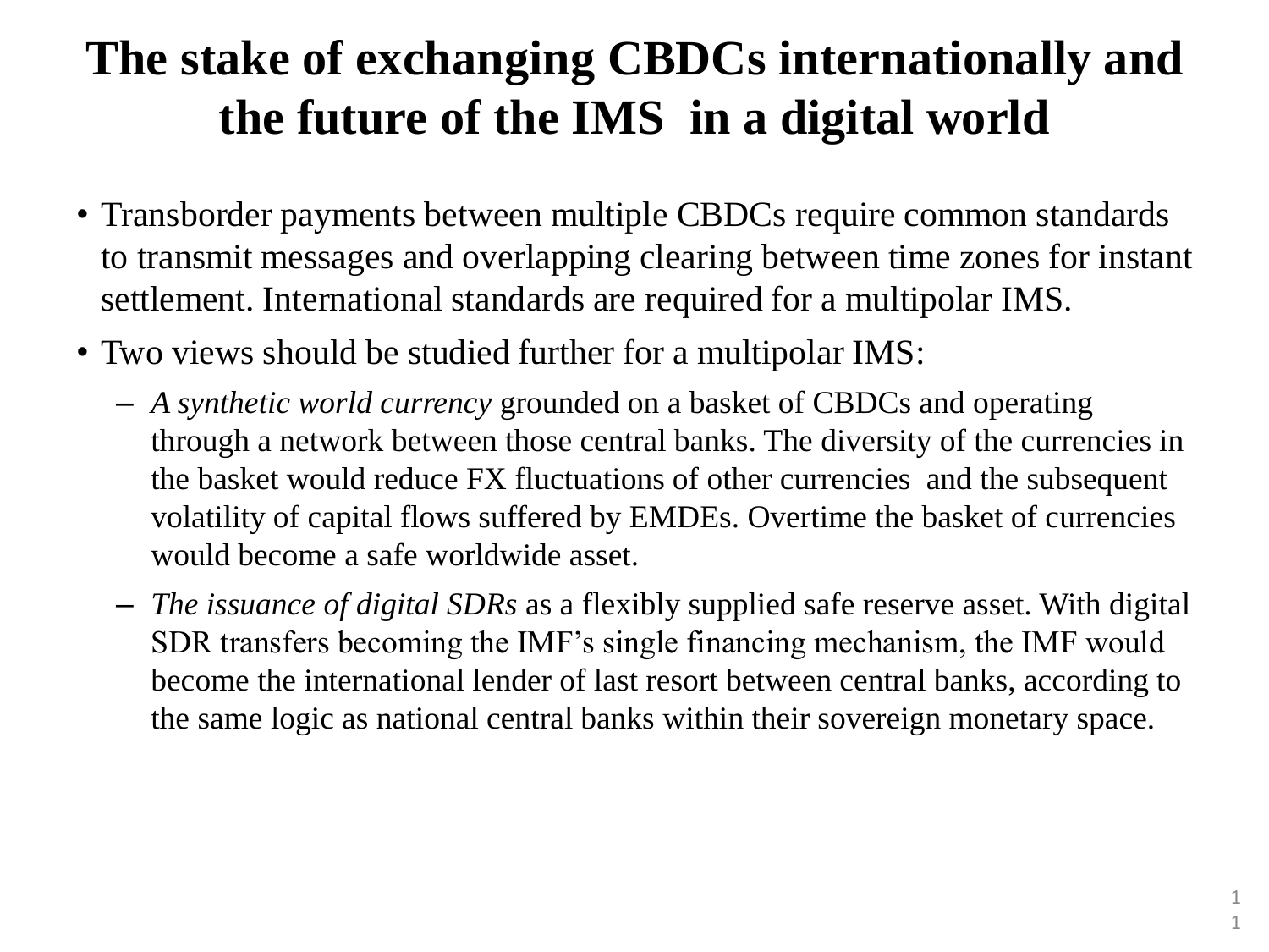# The stake of exchanging CBDCs internationally and the future of the IMS in a digital world

- Transborder payments between multiple CBDCs require common standards to transmit messages and overlapping clearing between time zones for instant settlement. International standards are required for a multipolar IMS.
- Two views should be studied further for a multipolar IMS:
  - *A synthetic world currency* grounded on a basket of CBDCs and operating through a network between those central banks. The diversity of the currencies in the basket would reduce FX fluctuations of other currencies and the subsequent volatility of capital flows suffered by EMDEs. Overtime the basket of currencies would become a safe worldwide asset.
  - *The issuance of digital SDRs* as a flexibly supplied safe reserve asset. With digital SDR transfers becoming the IMF's single financing mechanism, the IMF would become the international lender of last resort between central banks, according to the same logic as national central banks within their sovereign monetary space.